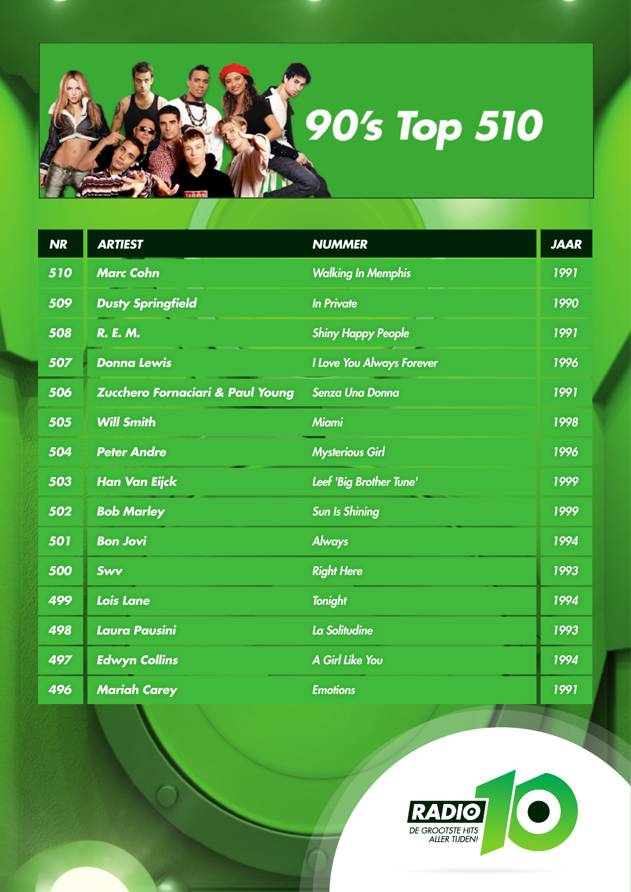# 90's Top 510

| NR | ARTIEST | NUMMER | JAAR |
|---|---|---|---|
| 510 | Marc Cohn | Walking In Memphis | 1991 |
| 509 | Dusty Springfield | In Private | 1990 |
| 508 | R. E. M. | Shiny Happy People | 1991 |
| 507 | Donna Lewis | I Love You Always Forever | 1996 |
| 506 | Zucchero Fornaciari & Paul Young | Senza Una Donna | 1991 |
| 505 | Will Smith | Miami | 1998 |
| 504 | Peter Andre | Mysterious Girl | 1996 |
| 503 | Han Van Eijck | Leef 'Big Brother Tune' | 1999 |
| 502 | Bob Marley | Sun Is Shining | 1999 |
| 501 | Bon Jovi | Always | 1994 |
| 500 | Swv | Right Here | 1993 |
| 499 | Lois Lane | Tonight | 1994 |
| 498 | Laura Pausini | La Solitudine | 1993 |
| 497 | Edwyn Collins | A Girl Like You | 1994 |
| 496 | Mariah Carey | Emotions | 1991 |

RADIO 10 DE GROOTSTE HITS ALLER TIJDEN!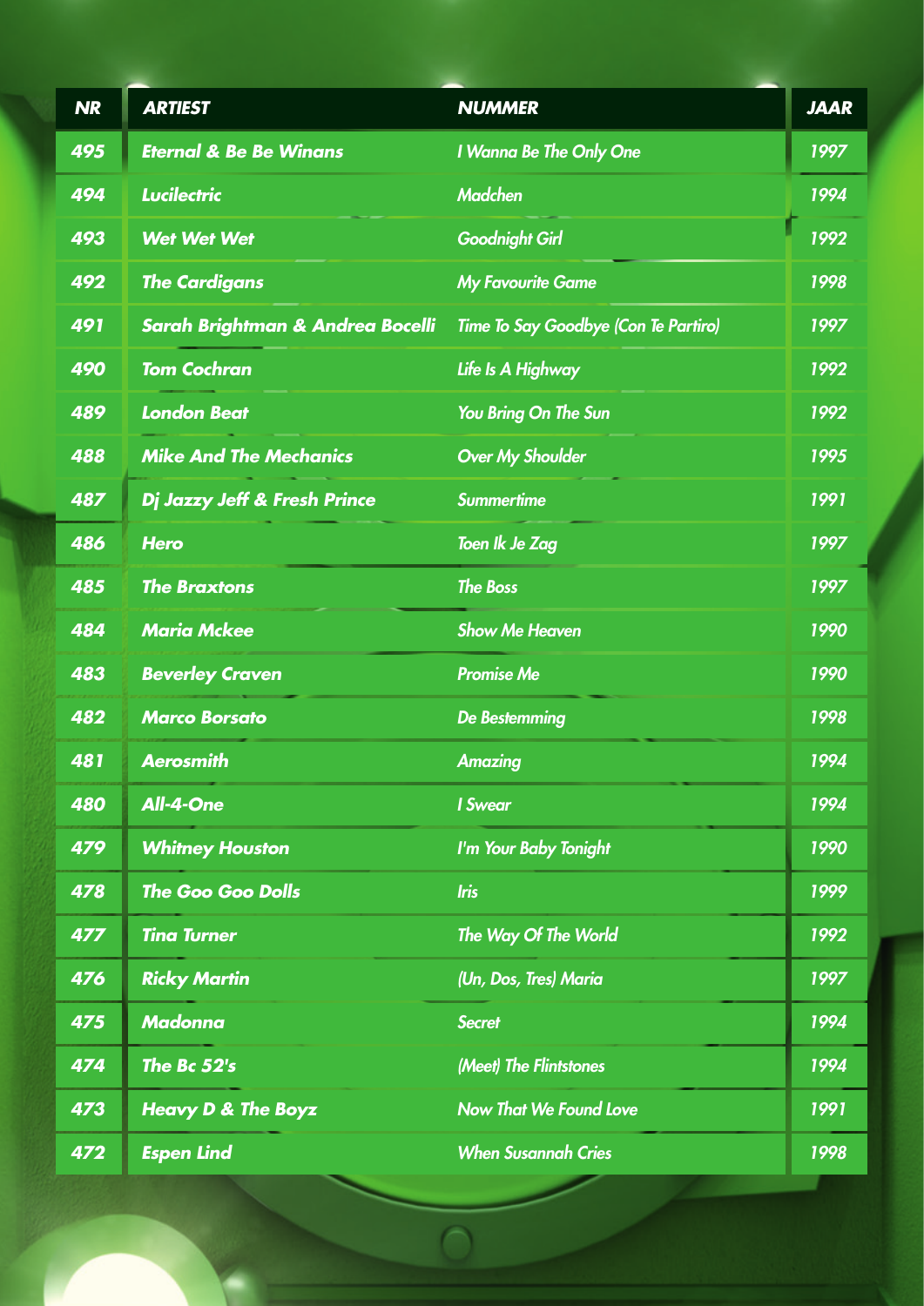| NR | ARTIEST | NUMMER | JAAR |
|---|---|---|---|
| 495 | Eternal & Be Be Winans | I Wanna Be The Only One | 1997 |
| 494 | Lucilectric | Madchen | 1994 |
| 493 | Wet Wet Wet | Goodnight Girl | 1992 |
| 492 | The Cardigans | My Favourite Game | 1998 |
| 491 | Sarah Brightman & Andrea Bocelli | Time To Say Goodbye (Con Te Partiro) | 1997 |
| 490 | Tom Cochran | Life Is A Highway | 1992 |
| 489 | London Beat | You Bring On The Sun | 1992 |
| 488 | Mike And The Mechanics | Over My Shoulder | 1995 |
| 487 | Dj Jazzy Jeff & Fresh Prince | Summertime | 1991 |
| 486 | Hero | Toen Ik Je Zag | 1997 |
| 485 | The Braxtons | The Boss | 1997 |
| 484 | Maria Mckee | Show Me Heaven | 1990 |
| 483 | Beverley Craven | Promise Me | 1990 |
| 482 | Marco Borsato | De Bestemming | 1998 |
| 481 | Aerosmith | Amazing | 1994 |
| 480 | All-4-One | I Swear | 1994 |
| 479 | Whitney Houston | I'm Your Baby Tonight | 1990 |
| 478 | The Goo Goo Dolls | Iris | 1999 |
| 477 | Tina Turner | The Way Of The World | 1992 |
| 476 | Ricky Martin | (Un, Dos, Tres) Maria | 1997 |
| 475 | Madonna | Secret | 1994 |
| 474 | The Bc 52's | (Meet) The Flintstones | 1994 |
| 473 | Heavy D & The Boyz | Now That We Found Love | 1991 |
| 472 | Espen Lind | When Susannah Cries | 1998 |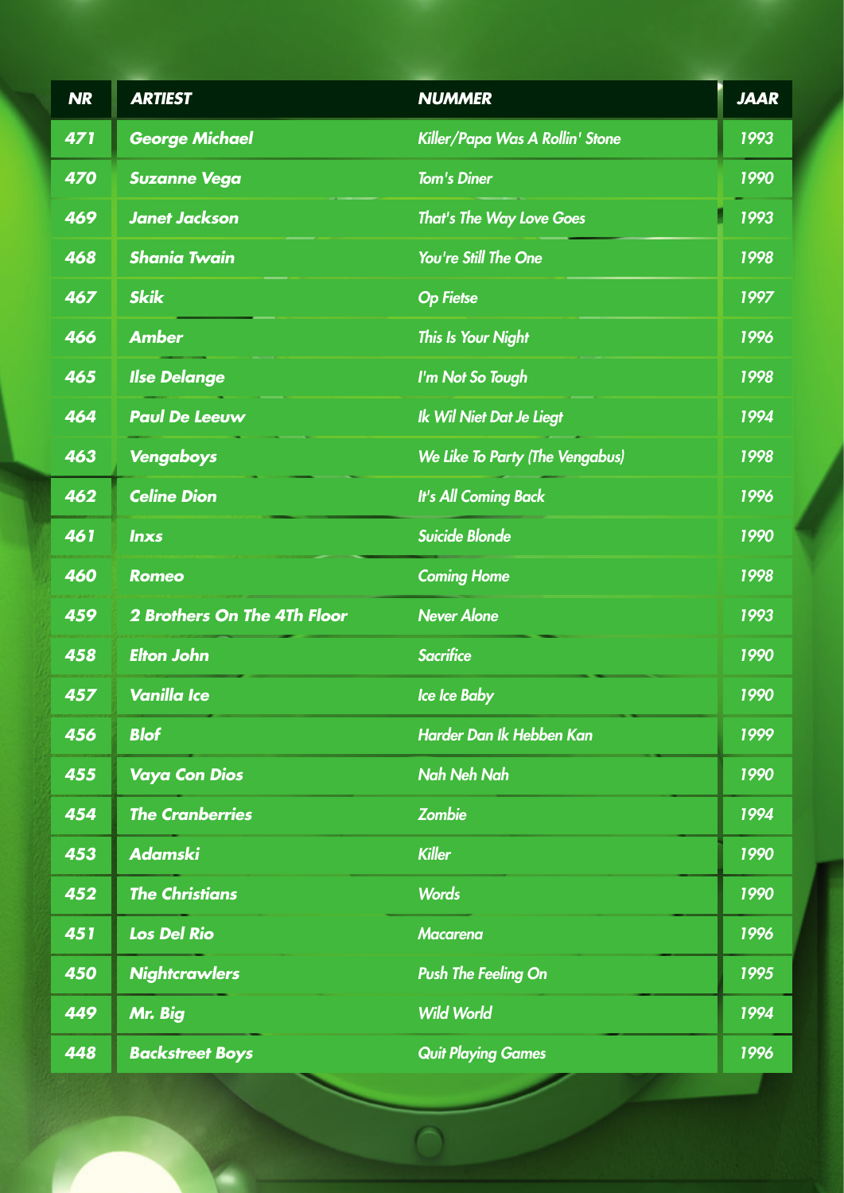| NR | ARTIEST | NUMMER | JAAR |
|---|---|---|---|
| 471 | George Michael | Killer/Papa Was A Rollin' Stone | 1993 |
| 470 | Suzanne Vega | Tom's Diner | 1990 |
| 469 | Janet Jackson | That's The Way Love Goes | 1993 |
| 468 | Shania Twain | You're Still The One | 1998 |
| 467 | Skik | Op Fietse | 1997 |
| 466 | Amber | This Is Your Night | 1996 |
| 465 | Ilse Delange | I'm Not So Tough | 1998 |
| 464 | Paul De Leeuw | Ik Wil Niet Dat Je Liegt | 1994 |
| 463 | Vengaboys | We Like To Party (The Vengabus) | 1998 |
| 462 | Celine Dion | It's All Coming Back | 1996 |
| 461 | Inxs | Suicide Blonde | 1990 |
| 460 | Romeo | Coming Home | 1998 |
| 459 | 2 Brothers On The 4Th Floor | Never Alone | 1993 |
| 458 | Elton John | Sacrifice | 1990 |
| 457 | Vanilla Ice | Ice Ice Baby | 1990 |
| 456 | Blof | Harder Dan Ik Hebben Kan | 1999 |
| 455 | Vaya Con Dios | Nah Neh Nah | 1990 |
| 454 | The Cranberries | Zombie | 1994 |
| 453 | Adamski | Killer | 1990 |
| 452 | The Christians | Words | 1990 |
| 451 | Los Del Rio | Macarena | 1996 |
| 450 | Nightcrawlers | Push The Feeling On | 1995 |
| 449 | Mr. Big | Wild World | 1994 |
| 448 | Backstreet Boys | Quit Playing Games | 1996 |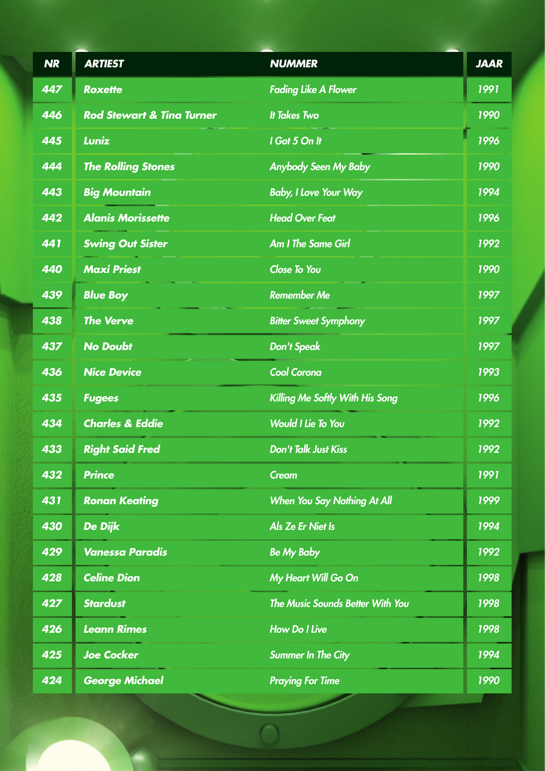| NR | ARTIEST | NUMMER | JAAR |
|---|---|---|---|
| 447 | Roxette | Fading Like A Flower | 1991 |
| 446 | Rod Stewart & Tina Turner | It Takes Two | 1990 |
| 445 | Luniz | I Got 5 On It | 1996 |
| 444 | The Rolling Stones | Anybody Seen My Baby | 1990 |
| 443 | Big Mountain | Baby, I Love Your Way | 1994 |
| 442 | Alanis Morissette | Head Over Feat | 1996 |
| 441 | Swing Out Sister | Am I The Same Girl | 1992 |
| 440 | Maxi Priest | Close To You | 1990 |
| 439 | Blue Boy | Remember Me | 1997 |
| 438 | The Verve | Bitter Sweet Symphony | 1997 |
| 437 | No Doubt | Don't Speak | 1997 |
| 436 | Nice Device | Cool Corona | 1993 |
| 435 | Fugees | Killing Me Softly With His Song | 1996 |
| 434 | Charles & Eddie | Would I Lie To You | 1992 |
| 433 | Right Said Fred | Don't Talk Just Kiss | 1992 |
| 432 | Prince | Cream | 1991 |
| 431 | Ronan Keating | When You Say Nothing At All | 1999 |
| 430 | De Dijk | Als Ze Er Niet Is | 1994 |
| 429 | Vanessa Paradis | Be My Baby | 1992 |
| 428 | Celine Dion | My Heart Will Go On | 1998 |
| 427 | Stardust | The Music Sounds Better With You | 1998 |
| 426 | Leann Rimes | How Do I Live | 1998 |
| 425 | Joe Cocker | Summer In The City | 1994 |
| 424 | George Michael | Praying For Time | 1990 |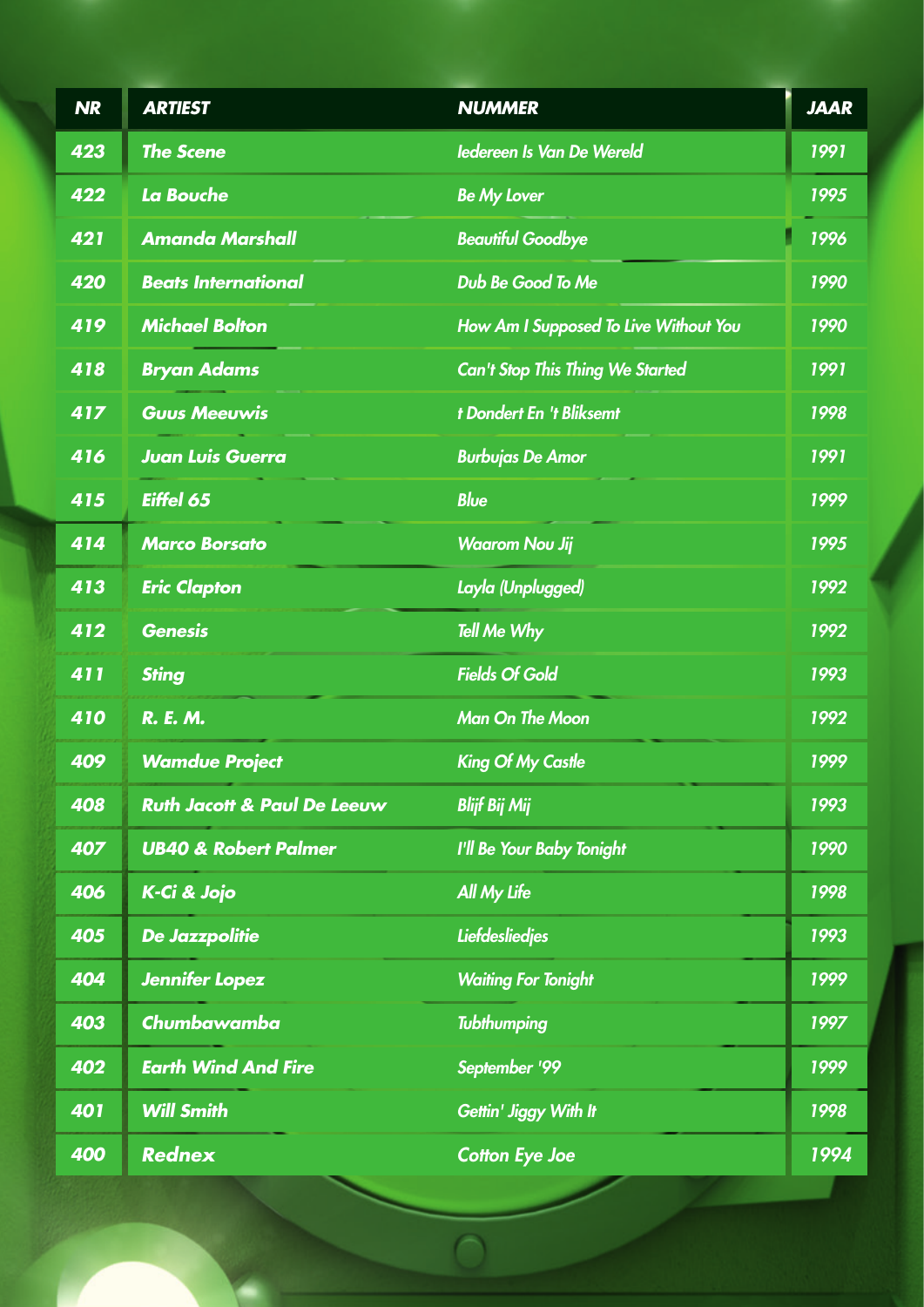| NR | ARTIEST | NUMMER | JAAR |
|---|---|---|---|
| 423 | The Scene | Iedereen Is Van De Wereld | 1991 |
| 422 | La Bouche | Be My Lover | 1995 |
| 421 | Amanda Marshall | Beautiful Goodbye | 1996 |
| 420 | Beats International | Dub Be Good To Me | 1990 |
| 419 | Michael Bolton | How Am I Supposed To Live Without You | 1990 |
| 418 | Bryan Adams | Can't Stop This Thing We Started | 1991 |
| 417 | Guus Meeuwis | t Dondert En 't Bliksemt | 1998 |
| 416 | Juan Luis Guerra | Burbujas De Amor | 1991 |
| 415 | Eiffel 65 | Blue | 1999 |
| 414 | Marco Borsato | Waarom Nou Jij | 1995 |
| 413 | Eric Clapton | Layla (Unplugged) | 1992 |
| 412 | Genesis | Tell Me Why | 1992 |
| 411 | Sting | Fields Of Gold | 1993 |
| 410 | R. E. M. | Man On The Moon | 1992 |
| 409 | Wamdue Project | King Of My Castle | 1999 |
| 408 | Ruth Jacott & Paul De Leeuw | Blijf Bij Mij | 1993 |
| 407 | UB40 & Robert Palmer | I'll Be Your Baby Tonight | 1990 |
| 406 | K-Ci & Jojo | All My Life | 1998 |
| 405 | De Jazzpolitie | Liefdesliedjes | 1993 |
| 404 | Jennifer Lopez | Waiting For Tonight | 1999 |
| 403 | Chumbawamba | Tubthumping | 1997 |
| 402 | Earth Wind And Fire | September '99 | 1999 |
| 401 | Will Smith | Gettin' Jiggy With It | 1998 |
| 400 | Rednex | Cotton Eye Joe | 1994 |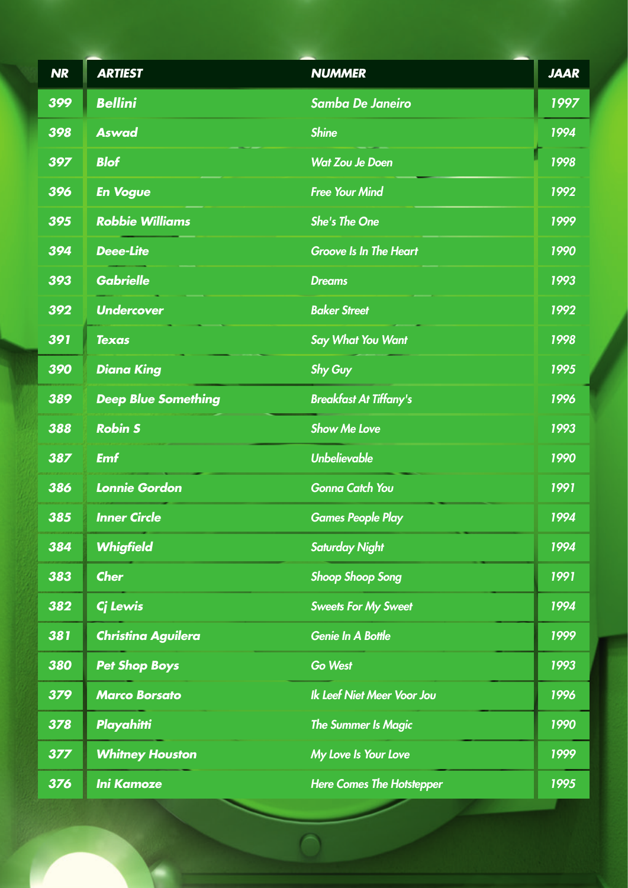| NR | ARTIEST | NUMMER | JAAR |
|---|---|---|---|
| 399 | Bellini | Samba De Janeiro | 1997 |
| 398 | Aswad | Shine | 1994 |
| 397 | Blof | Wat Zou Je Doen | 1998 |
| 396 | En Vogue | Free Your Mind | 1992 |
| 395 | Robbie Williams | She's The One | 1999 |
| 394 | Deee-Lite | Groove Is In The Heart | 1990 |
| 393 | Gabrielle | Dreams | 1993 |
| 392 | Undercover | Baker Street | 1992 |
| 391 | Texas | Say What You Want | 1998 |
| 390 | Diana King | Shy Guy | 1995 |
| 389 | Deep Blue Something | Breakfast At Tiffany's | 1996 |
| 388 | Robin S | Show Me Love | 1993 |
| 387 | Emf | Unbelievable | 1990 |
| 386 | Lonnie Gordon | Gonna Catch You | 1991 |
| 385 | Inner Circle | Games People Play | 1994 |
| 384 | Whigfield | Saturday Night | 1994 |
| 383 | Cher | Shoop Shoop Song | 1991 |
| 382 | Cj Lewis | Sweets For My Sweet | 1994 |
| 381 | Christina Aguilera | Genie In A Bottle | 1999 |
| 380 | Pet Shop Boys | Go West | 1993 |
| 379 | Marco Borsato | Ik Leef Niet Meer Voor Jou | 1996 |
| 378 | Playahitti | The Summer Is Magic | 1990 |
| 377 | Whitney Houston | My Love Is Your Love | 1999 |
| 376 | Ini Kamoze | Here Comes The Hotstepper | 1995 |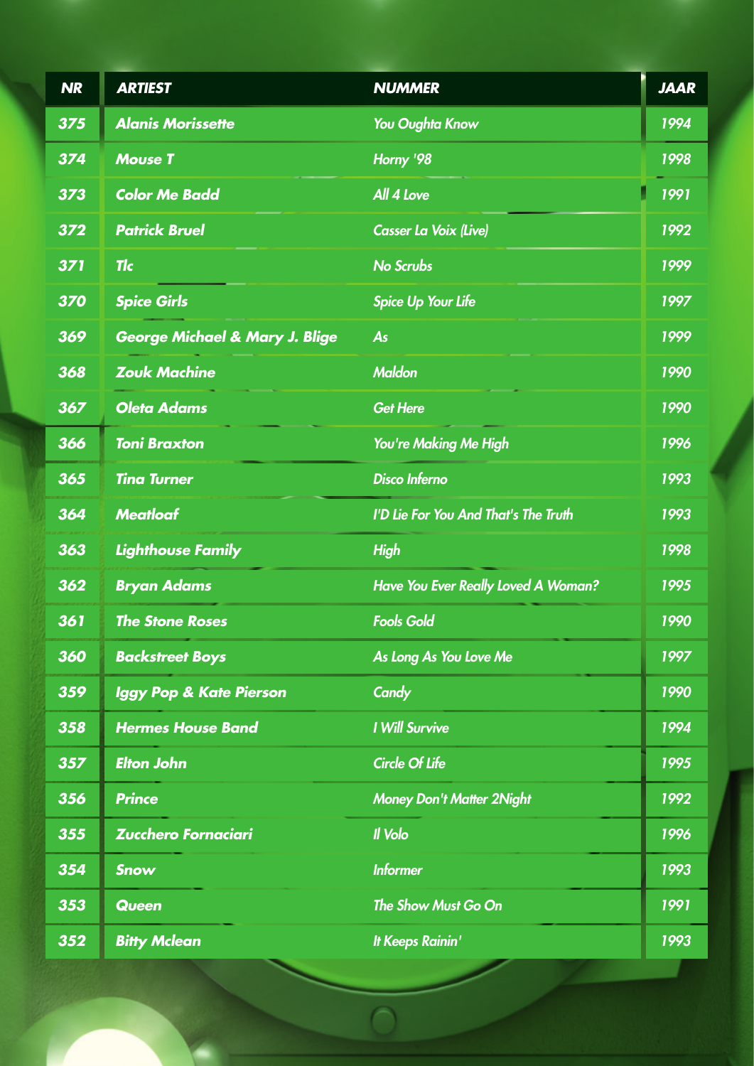| NR | ARTIEST | NUMMER | JAAR |
|---|---|---|---|
| 375 | Alanis Morissette | You Oughta Know | 1994 |
| 374 | Mouse T | Horny '98 | 1998 |
| 373 | Color Me Badd | All 4 Love | 1991 |
| 372 | Patrick Bruel | Casser La Voix (Live) | 1992 |
| 371 | Tlc | No Scrubs | 1999 |
| 370 | Spice Girls | Spice Up Your Life | 1997 |
| 369 | George Michael & Mary J. Blige | As | 1999 |
| 368 | Zouk Machine | Maldon | 1990 |
| 367 | Oleta Adams | Get Here | 1990 |
| 366 | Toni Braxton | You're Making Me High | 1996 |
| 365 | Tina Turner | Disco Inferno | 1993 |
| 364 | Meatloaf | I'D Lie For You And That's The Truth | 1993 |
| 363 | Lighthouse Family | High | 1998 |
| 362 | Bryan Adams | Have You Ever Really Loved A Woman? | 1995 |
| 361 | The Stone Roses | Fools Gold | 1990 |
| 360 | Backstreet Boys | As Long As You Love Me | 1997 |
| 359 | Iggy Pop & Kate Pierson | Candy | 1990 |
| 358 | Hermes House Band | I Will Survive | 1994 |
| 357 | Elton John | Circle Of Life | 1995 |
| 356 | Prince | Money Don't Matter 2Night | 1992 |
| 355 | Zucchero Fornaciari | Il Volo | 1996 |
| 354 | Snow | Informer | 1993 |
| 353 | Queen | The Show Must Go On | 1991 |
| 352 | Bitty Mclean | It Keeps Rainin' | 1993 |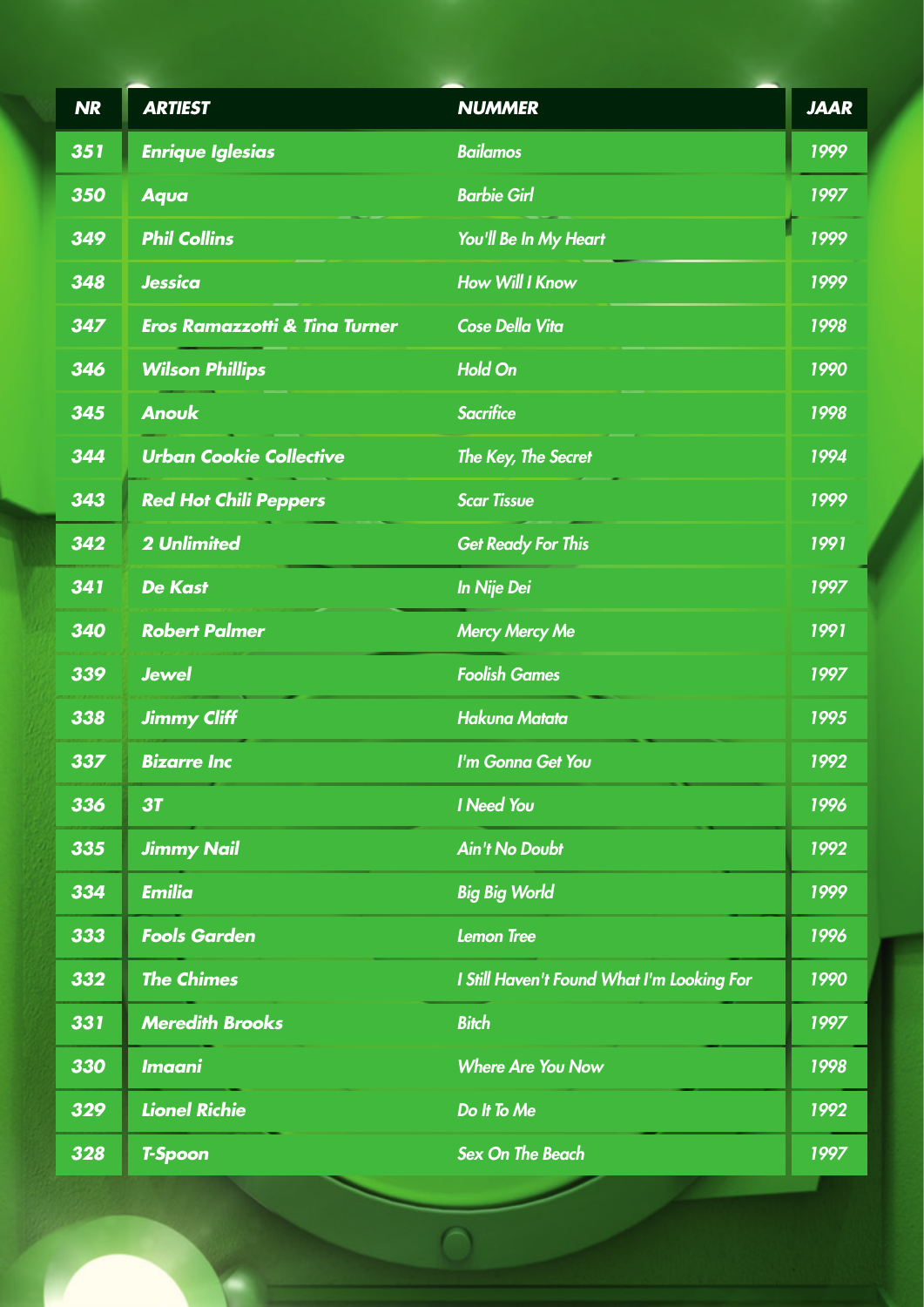| NR | ARTIEST | NUMMER | JAAR |
|---|---|---|---|
| 351 | Enrique Iglesias | Bailamos | 1999 |
| 350 | Aqua | Barbie Girl | 1997 |
| 349 | Phil Collins | You'll Be In My Heart | 1999 |
| 348 | Jessica | How Will I Know | 1999 |
| 347 | Eros Ramazzotti & Tina Turner | Cose Della Vita | 1998 |
| 346 | Wilson Phillips | Hold On | 1990 |
| 345 | Anouk | Sacrifice | 1998 |
| 344 | Urban Cookie Collective | The Key, The Secret | 1994 |
| 343 | Red Hot Chili Peppers | Scar Tissue | 1999 |
| 342 | 2 Unlimited | Get Ready For This | 1991 |
| 341 | De Kast | In Nije Dei | 1997 |
| 340 | Robert Palmer | Mercy Mercy Me | 1991 |
| 339 | Jewel | Foolish Games | 1997 |
| 338 | Jimmy Cliff | Hakuna Matata | 1995 |
| 337 | Bizarre Inc | I'm Gonna Get You | 1992 |
| 336 | 3T | I Need You | 1996 |
| 335 | Jimmy Nail | Ain't No Doubt | 1992 |
| 334 | Emilia | Big Big World | 1999 |
| 333 | Fools Garden | Lemon Tree | 1996 |
| 332 | The Chimes | I Still Haven't Found What I'm Looking For | 1990 |
| 331 | Meredith Brooks | Bitch | 1997 |
| 330 | Imaani | Where Are You Now | 1998 |
| 329 | Lionel Richie | Do It To Me | 1992 |
| 328 | T-Spoon | Sex On The Beach | 1997 |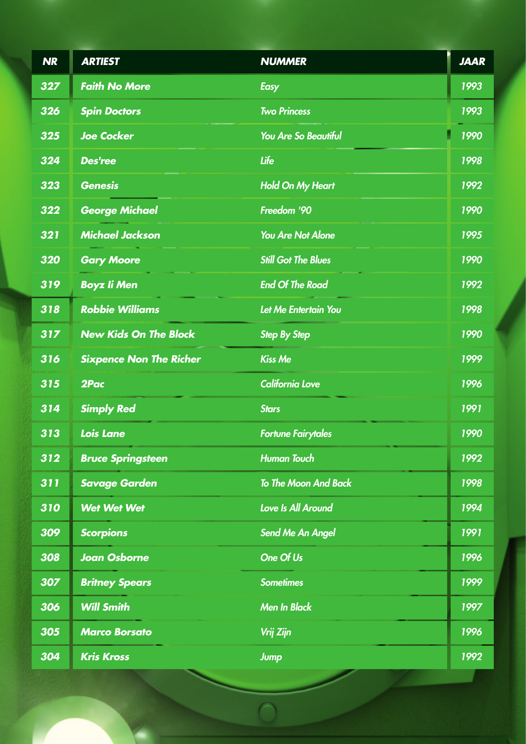| NR | ARTIEST | NUMMER | JAAR |
|---|---|---|---|
| 327 | Faith No More | Easy | 1993 |
| 326 | Spin Doctors | Two Princess | 1993 |
| 325 | Joe Cocker | You Are So Beautiful | 1990 |
| 324 | Des'ree | Life | 1998 |
| 323 | Genesis | Hold On My Heart | 1992 |
| 322 | George Michael | Freedom '90 | 1990 |
| 321 | Michael Jackson | You Are Not Alone | 1995 |
| 320 | Gary Moore | Still Got The Blues | 1990 |
| 319 | Boyz Ii Men | End Of The Road | 1992 |
| 318 | Robbie Williams | Let Me Entertain You | 1998 |
| 317 | New Kids On The Block | Step By Step | 1990 |
| 316 | Sixpence Non The Richer | Kiss Me | 1999 |
| 315 | 2Pac | California Love | 1996 |
| 314 | Simply Red | Stars | 1991 |
| 313 | Lois Lane | Fortune Fairytales | 1990 |
| 312 | Bruce Springsteen | Human Touch | 1992 |
| 311 | Savage Garden | To The Moon And Back | 1998 |
| 310 | Wet Wet Wet | Love Is All Around | 1994 |
| 309 | Scorpions | Send Me An Angel | 1991 |
| 308 | Joan Osborne | One Of Us | 1996 |
| 307 | Britney Spears | Sometimes | 1999 |
| 306 | Will Smith | Men In Black | 1997 |
| 305 | Marco Borsato | Vrij Zijn | 1996 |
| 304 | Kris Kross | Jump | 1992 |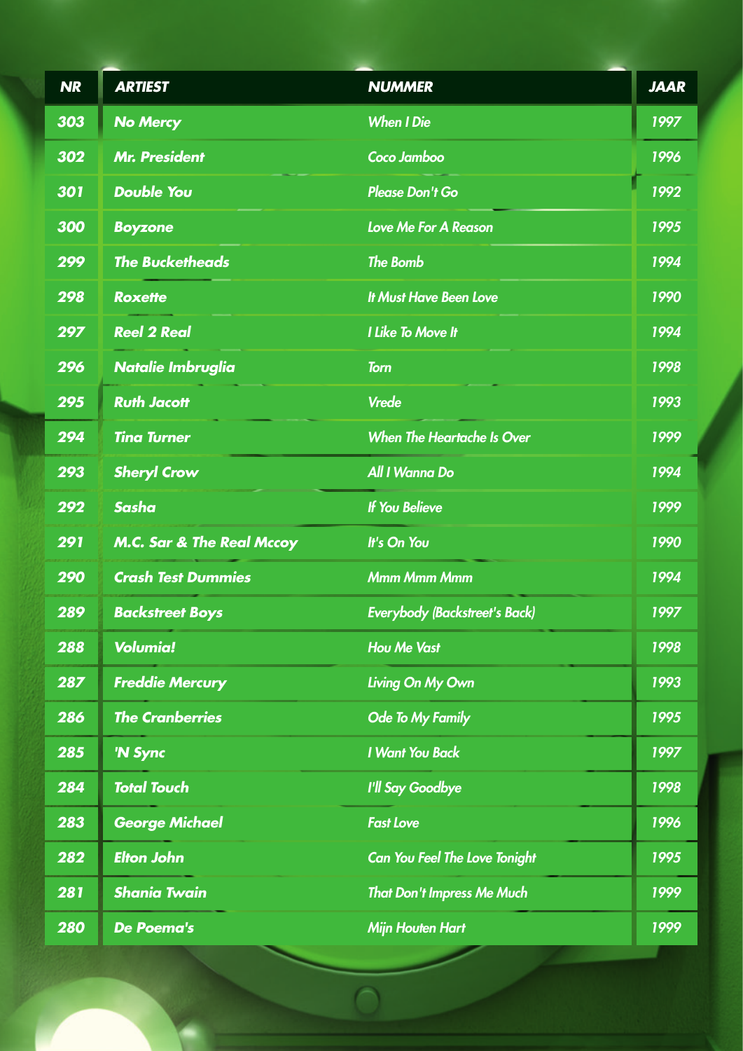| NR | ARTIEST | NUMMER | JAAR |
|---|---|---|---|
| 303 | No Mercy | When I Die | 1997 |
| 302 | Mr. President | Coco Jamboo | 1996 |
| 301 | Double You | Please Don't Go | 1992 |
| 300 | Boyzone | Love Me For A Reason | 1995 |
| 299 | The Bucketheads | The Bomb | 1994 |
| 298 | Roxette | It Must Have Been Love | 1990 |
| 297 | Reel 2 Real | I Like To Move It | 1994 |
| 296 | Natalie Imbruglia | Torn | 1998 |
| 295 | Ruth Jacott | Vrede | 1993 |
| 294 | Tina Turner | When The Heartache Is Over | 1999 |
| 293 | Sheryl Crow | All I Wanna Do | 1994 |
| 292 | Sasha | If You Believe | 1999 |
| 291 | M.C. Sar & The Real Mccoy | It's On You | 1990 |
| 290 | Crash Test Dummies | Mmm Mmm Mmm | 1994 |
| 289 | Backstreet Boys | Everybody (Backstreet's Back) | 1997 |
| 288 | Volumia! | Hou Me Vast | 1998 |
| 287 | Freddie Mercury | Living On My Own | 1993 |
| 286 | The Cranberries | Ode To My Family | 1995 |
| 285 | 'N Sync | I Want You Back | 1997 |
| 284 | Total Touch | I'll Say Goodbye | 1998 |
| 283 | George Michael | Fast Love | 1996 |
| 282 | Elton John | Can You Feel The Love Tonight | 1995 |
| 281 | Shania Twain | That Don't Impress Me Much | 1999 |
| 280 | De Poema's | Mijn Houten Hart | 1999 |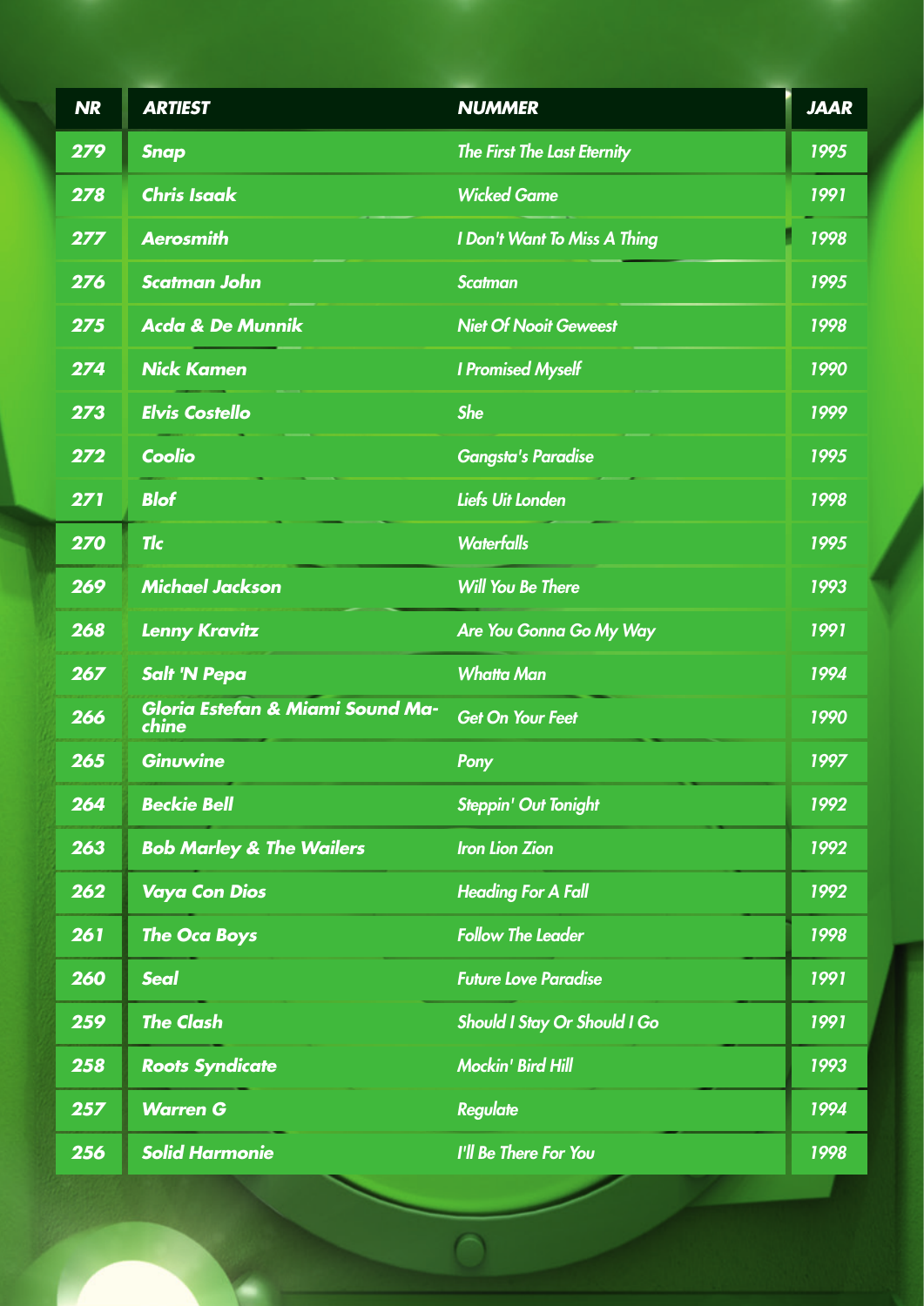| NR | ARTIEST | NUMMER | JAAR |
|---|---|---|---|
| 279 | Snap | The First The Last Eternity | 1995 |
| 278 | Chris Isaak | Wicked Game | 1991 |
| 277 | Aerosmith | I Don't Want To Miss A Thing | 1998 |
| 276 | Scatman John | Scatman | 1995 |
| 275 | Acda & De Munnik | Niet Of Nooit Geweest | 1998 |
| 274 | Nick Kamen | I Promised Myself | 1990 |
| 273 | Elvis Costello | She | 1999 |
| 272 | Coolio | Gangsta's Paradise | 1995 |
| 271 | Blof | Liefs Uit Londen | 1998 |
| 270 | Tlc | Waterfalls | 1995 |
| 269 | Michael Jackson | Will You Be There | 1993 |
| 268 | Lenny Kravitz | Are You Gonna Go My Way | 1991 |
| 267 | Salt 'N Pepa | Whatta Man | 1994 |
| 266 | Gloria Estefan & Miami Sound Machine | Get On Your Feet | 1990 |
| 265 | Ginuwine | Pony | 1997 |
| 264 | Beckie Bell | Steppin' Out Tonight | 1992 |
| 263 | Bob Marley & The Wailers | Iron Lion Zion | 1992 |
| 262 | Vaya Con Dios | Heading For A Fall | 1992 |
| 261 | The Oca Boys | Follow The Leader | 1998 |
| 260 | Seal | Future Love Paradise | 1991 |
| 259 | The Clash | Should I Stay Or Should I Go | 1991 |
| 258 | Roots Syndicate | Mockin' Bird Hill | 1993 |
| 257 | Warren G | Regulate | 1994 |
| 256 | Solid Harmonie | I'll Be There For You | 1998 |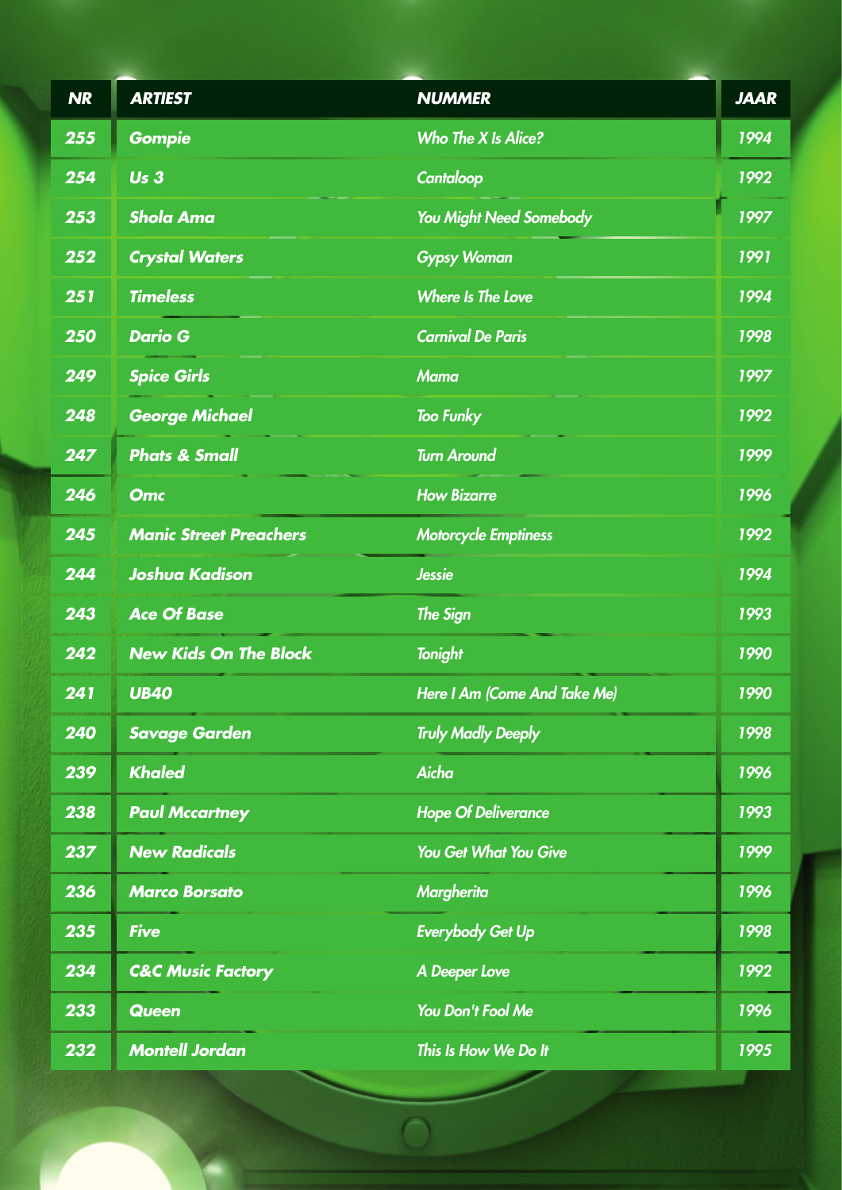| NR | ARTIEST | NUMMER | JAAR |
|---|---|---|---|
| 255 | Gompie | Who The X Is Alice? | 1994 |
| 254 | Us 3 | Cantaloop | 1992 |
| 253 | Shola Ama | You Might Need Somebody | 1997 |
| 252 | Crystal Waters | Gypsy Woman | 1991 |
| 251 | Timeless | Where Is The Love | 1994 |
| 250 | Dario G | Carnival De Paris | 1998 |
| 249 | Spice Girls | Mama | 1997 |
| 248 | George Michael | Too Funky | 1992 |
| 247 | Phats & Small | Turn Around | 1999 |
| 246 | Omc | How Bizarre | 1996 |
| 245 | Manic Street Preachers | Motorcycle Emptiness | 1992 |
| 244 | Joshua Kadison | Jessie | 1994 |
| 243 | Ace Of Base | The Sign | 1993 |
| 242 | New Kids On The Block | Tonight | 1990 |
| 241 | UB40 | Here I Am (Come And Take Me) | 1990 |
| 240 | Savage Garden | Truly Madly Deeply | 1998 |
| 239 | Khaled | Aicha | 1996 |
| 238 | Paul Mccartney | Hope Of Deliverance | 1993 |
| 237 | New Radicals | You Get What You Give | 1999 |
| 236 | Marco Borsato | Margherita | 1996 |
| 235 | Five | Everybody Get Up | 1998 |
| 234 | C&C Music Factory | A Deeper Love | 1992 |
| 233 | Queen | You Don't Fool Me | 1996 |
| 232 | Montell Jordan | This Is How We Do It | 1995 |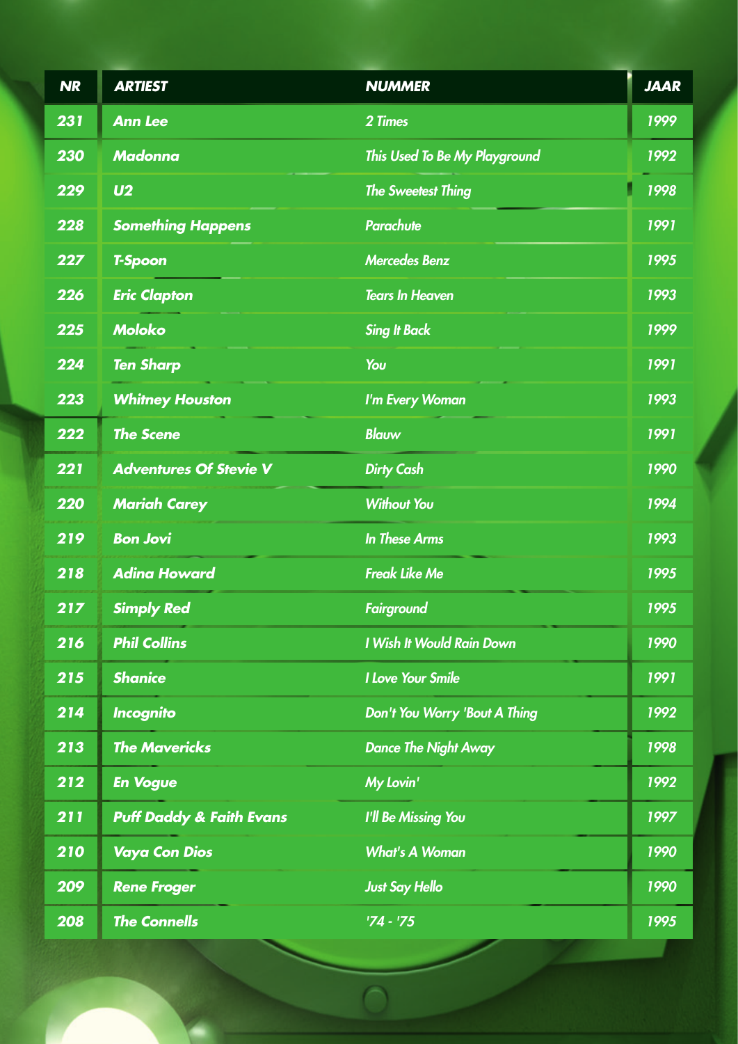| NR | ARTIEST | NUMMER | JAAR |
|---|---|---|---|
| 231 | Ann Lee | 2 Times | 1999 |
| 230 | Madonna | This Used To Be My Playground | 1992 |
| 229 | U2 | The Sweetest Thing | 1998 |
| 228 | Something Happens | Parachute | 1991 |
| 227 | T-Spoon | Mercedes Benz | 1995 |
| 226 | Eric Clapton | Tears In Heaven | 1993 |
| 225 | Moloko | Sing It Back | 1999 |
| 224 | Ten Sharp | You | 1991 |
| 223 | Whitney Houston | I'm Every Woman | 1993 |
| 222 | The Scene | Blauw | 1991 |
| 221 | Adventures Of Stevie V | Dirty Cash | 1990 |
| 220 | Mariah Carey | Without You | 1994 |
| 219 | Bon Jovi | In These Arms | 1993 |
| 218 | Adina Howard | Freak Like Me | 1995 |
| 217 | Simply Red | Fairground | 1995 |
| 216 | Phil Collins | I Wish It Would Rain Down | 1990 |
| 215 | Shanice | I Love Your Smile | 1991 |
| 214 | Incognito | Don't You Worry 'Bout A Thing | 1992 |
| 213 | The Mavericks | Dance The Night Away | 1998 |
| 212 | En Vogue | My Lovin' | 1992 |
| 211 | Puff Daddy & Faith Evans | I'll Be Missing You | 1997 |
| 210 | Vaya Con Dios | What's A Woman | 1990 |
| 209 | Rene Froger | Just Say Hello | 1990 |
| 208 | The Connells | '74 - '75 | 1995 |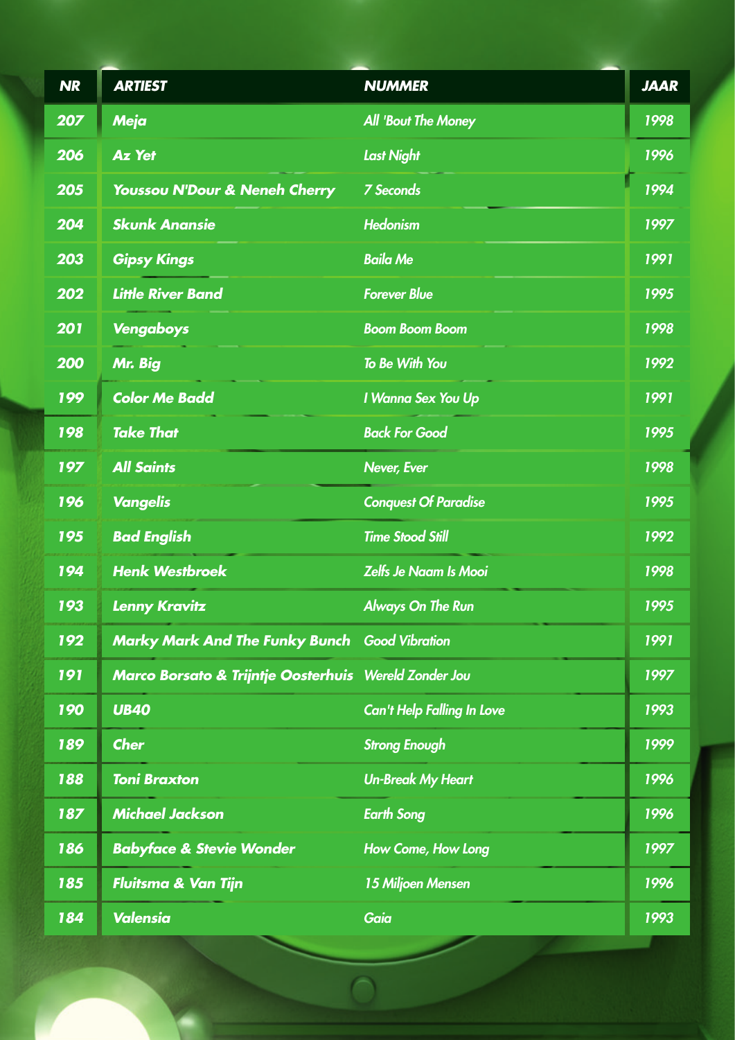| NR | ARTIEST | NUMMER | JAAR |
|---|---|---|---|
| 207 | Meja | All 'Bout The Money | 1998 |
| 206 | Az Yet | Last Night | 1996 |
| 205 | Youssou N'Dour & Neneh Cherry | 7 Seconds | 1994 |
| 204 | Skunk Anansie | Hedonism | 1997 |
| 203 | Gipsy Kings | Baila Me | 1991 |
| 202 | Little River Band | Forever Blue | 1995 |
| 201 | Vengaboys | Boom Boom Boom | 1998 |
| 200 | Mr. Big | To Be With You | 1992 |
| 199 | Color Me Badd | I Wanna Sex You Up | 1991 |
| 198 | Take That | Back For Good | 1995 |
| 197 | All Saints | Never, Ever | 1998 |
| 196 | Vangelis | Conquest Of Paradise | 1995 |
| 195 | Bad English | Time Stood Still | 1992 |
| 194 | Henk Westbroek | Zelfs Je Naam Is Mooi | 1998 |
| 193 | Lenny Kravitz | Always On The Run | 1995 |
| 192 | Marky Mark And The Funky Bunch | Good Vibration | 1991 |
| 191 | Marco Borsato & Trijntje Oosterhuis | Wereld Zonder Jou | 1997 |
| 190 | UB40 | Can't Help Falling In Love | 1993 |
| 189 | Cher | Strong Enough | 1999 |
| 188 | Toni Braxton | Un-Break My Heart | 1996 |
| 187 | Michael Jackson | Earth Song | 1996 |
| 186 | Babyface & Stevie Wonder | How Come, How Long | 1997 |
| 185 | Fluitsma & Van Tijn | 15 Miljoen Mensen | 1996 |
| 184 | Valensia | Gaia | 1993 |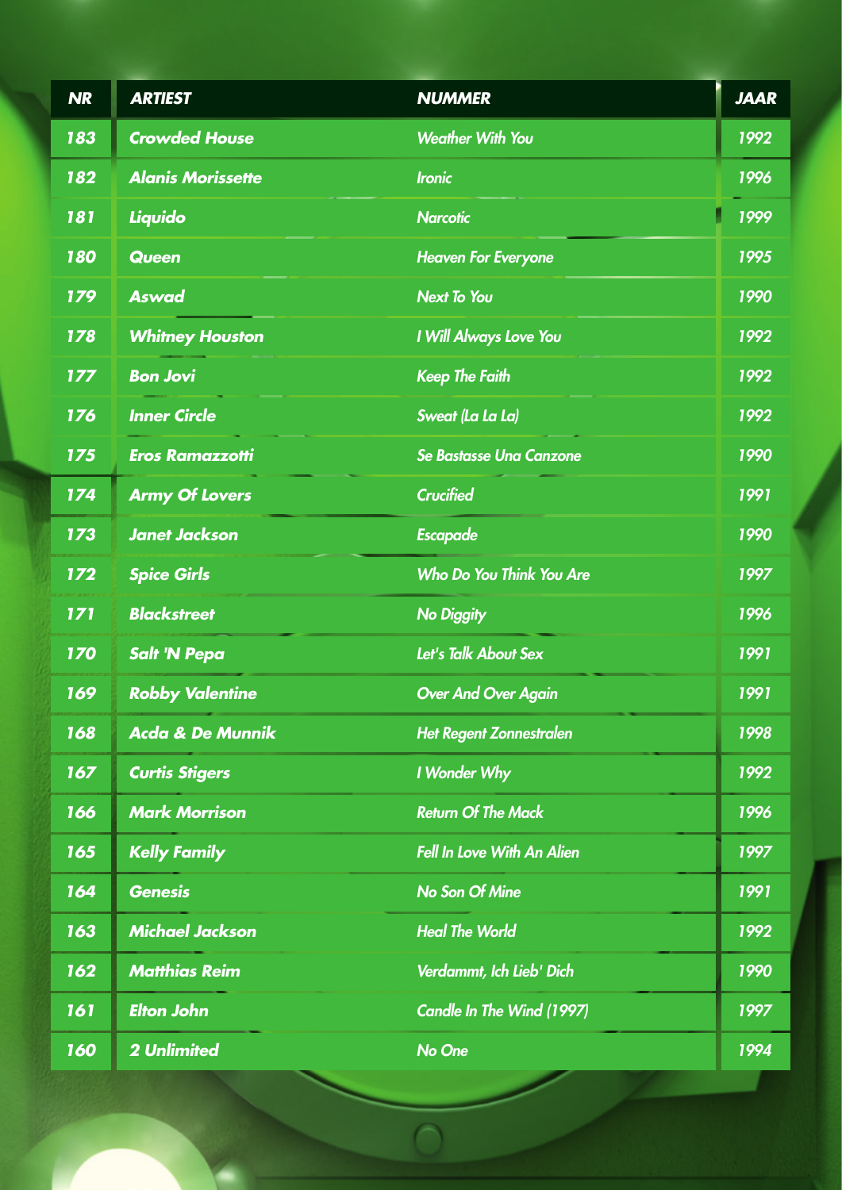| NR | ARTIEST | NUMMER | JAAR |
|---|---|---|---|
| 183 | Crowded House | Weather With You | 1992 |
| 182 | Alanis Morissette | Ironic | 1996 |
| 181 | Liquido | Narcotic | 1999 |
| 180 | Queen | Heaven For Everyone | 1995 |
| 179 | Aswad | Next To You | 1990 |
| 178 | Whitney Houston | I Will Always Love You | 1992 |
| 177 | Bon Jovi | Keep The Faith | 1992 |
| 176 | Inner Circle | Sweat (La La La) | 1992 |
| 175 | Eros Ramazzotti | Se Bastasse Una Canzone | 1990 |
| 174 | Army Of Lovers | Crucified | 1991 |
| 173 | Janet Jackson | Escapade | 1990 |
| 172 | Spice Girls | Who Do You Think You Are | 1997 |
| 171 | Blackstreet | No Diggity | 1996 |
| 170 | Salt 'N Pepa | Let's Talk About Sex | 1991 |
| 169 | Robby Valentine | Over And Over Again | 1991 |
| 168 | Acda & De Munnik | Het Regent Zonnestralen | 1998 |
| 167 | Curtis Stigers | I Wonder Why | 1992 |
| 166 | Mark Morrison | Return Of The Mack | 1996 |
| 165 | Kelly Family | Fell In Love With An Alien | 1997 |
| 164 | Genesis | No Son Of Mine | 1991 |
| 163 | Michael Jackson | Heal The World | 1992 |
| 162 | Matthias Reim | Verdammt, Ich Lieb' Dich | 1990 |
| 161 | Elton John | Candle In The Wind (1997) | 1997 |
| 160 | 2 Unlimited | No One | 1994 |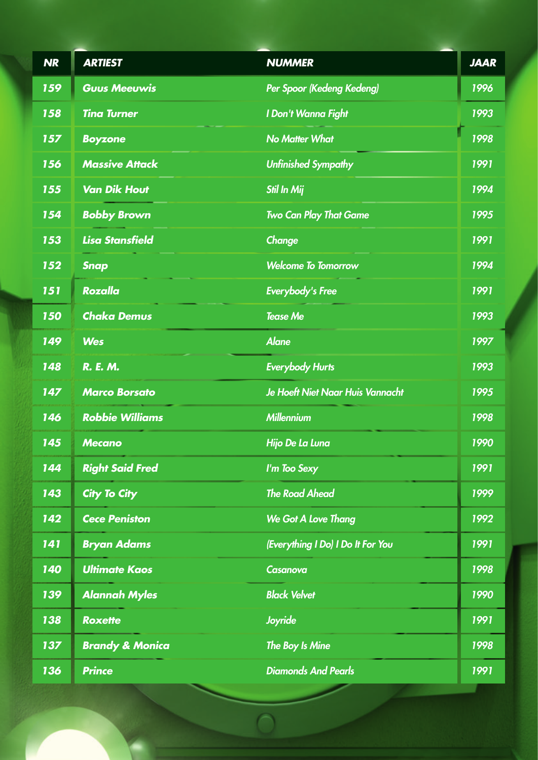| NR | ARTIEST | NUMMER | JAAR |
|---|---|---|---|
| 159 | Guus Meeuwis | Per Spoor (Kedeng Kedeng) | 1996 |
| 158 | Tina Turner | I Don't Wanna Fight | 1993 |
| 157 | Boyzone | No Matter What | 1998 |
| 156 | Massive Attack | Unfinished Sympathy | 1991 |
| 155 | Van Dik Hout | Stil In Mij | 1994 |
| 154 | Bobby Brown | Two Can Play That Game | 1995 |
| 153 | Lisa Stansfield | Change | 1991 |
| 152 | Snap | Welcome To Tomorrow | 1994 |
| 151 | Rozalla | Everybody's Free | 1991 |
| 150 | Chaka Demus | Tease Me | 1993 |
| 149 | Wes | Alane | 1997 |
| 148 | R. E. M. | Everybody Hurts | 1993 |
| 147 | Marco Borsato | Je Hoeft Niet Naar Huis Vannacht | 1995 |
| 146 | Robbie Williams | Millennium | 1998 |
| 145 | Mecano | Hijo De La Luna | 1990 |
| 144 | Right Said Fred | I'm Too Sexy | 1991 |
| 143 | City To City | The Road Ahead | 1999 |
| 142 | Cece Peniston | We Got A Love Thang | 1992 |
| 141 | Bryan Adams | (Everything I Do) I Do It For You | 1991 |
| 140 | Ultimate Kaos | Casanova | 1998 |
| 139 | Alannah Myles | Black Velvet | 1990 |
| 138 | Roxette | Joyride | 1991 |
| 137 | Brandy & Monica | The Boy Is Mine | 1998 |
| 136 | Prince | Diamonds And Pearls | 1991 |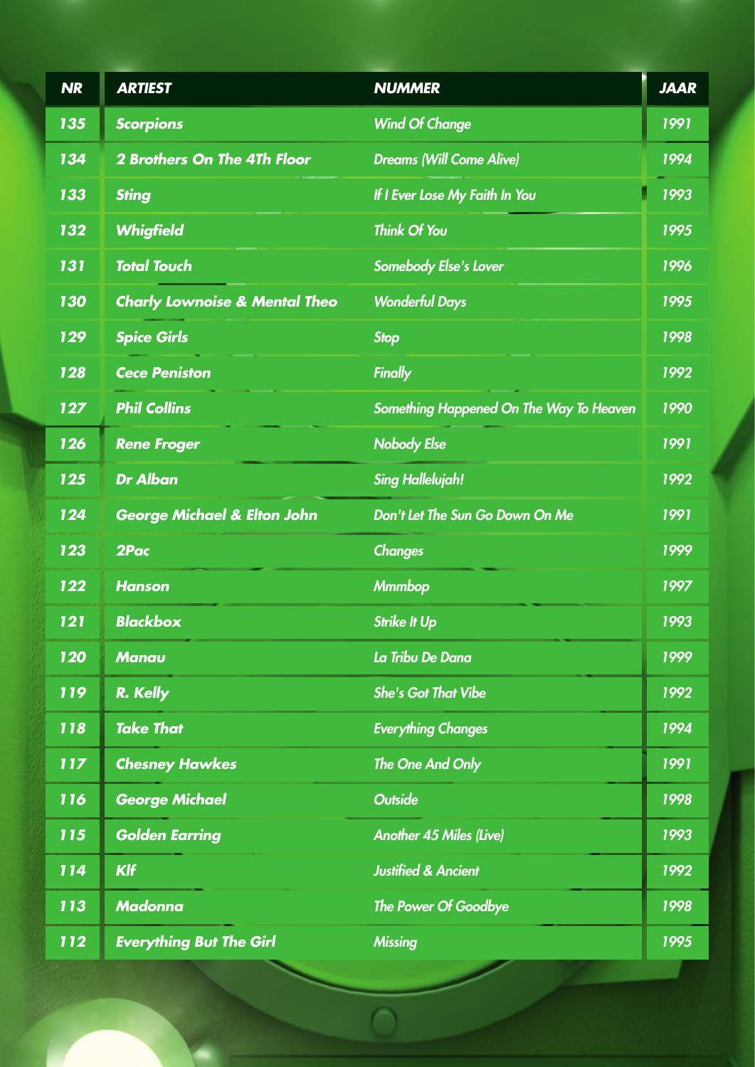| NR | ARTIEST | NUMMER | JAAR |
|---|---|---|---|
| 135 | Scorpions | Wind Of Change | 1991 |
| 134 | 2 Brothers On The 4Th Floor | Dreams (Will Come Alive) | 1994 |
| 133 | Sting | If I Ever Lose My Faith In You | 1993 |
| 132 | Whigfield | Think Of You | 1995 |
| 131 | Total Touch | Somebody Else's Lover | 1996 |
| 130 | Charly Lownoise & Mental Theo | Wonderful Days | 1995 |
| 129 | Spice Girls | Stop | 1998 |
| 128 | Cece Peniston | Finally | 1992 |
| 127 | Phil Collins | Something Happened On The Way To Heaven | 1990 |
| 126 | Rene Froger | Nobody Else | 1991 |
| 125 | Dr Alban | Sing Hallelujah! | 1992 |
| 124 | George Michael & Elton John | Don't Let The Sun Go Down On Me | 1991 |
| 123 | 2Pac | Changes | 1999 |
| 122 | Hanson | Mmmbop | 1997 |
| 121 | Blackbox | Strike It Up | 1993 |
| 120 | Manau | La Tribu De Dana | 1999 |
| 119 | R. Kelly | She's Got That Vibe | 1992 |
| 118 | Take That | Everything Changes | 1994 |
| 117 | Chesney Hawkes | The One And Only | 1991 |
| 116 | George Michael | Outside | 1998 |
| 115 | Golden Earring | Another 45 Miles (Live) | 1993 |
| 114 | Klf | Justified & Ancient | 1992 |
| 113 | Madonna | The Power Of Goodbye | 1998 |
| 112 | Everything But The Girl | Missing | 1995 |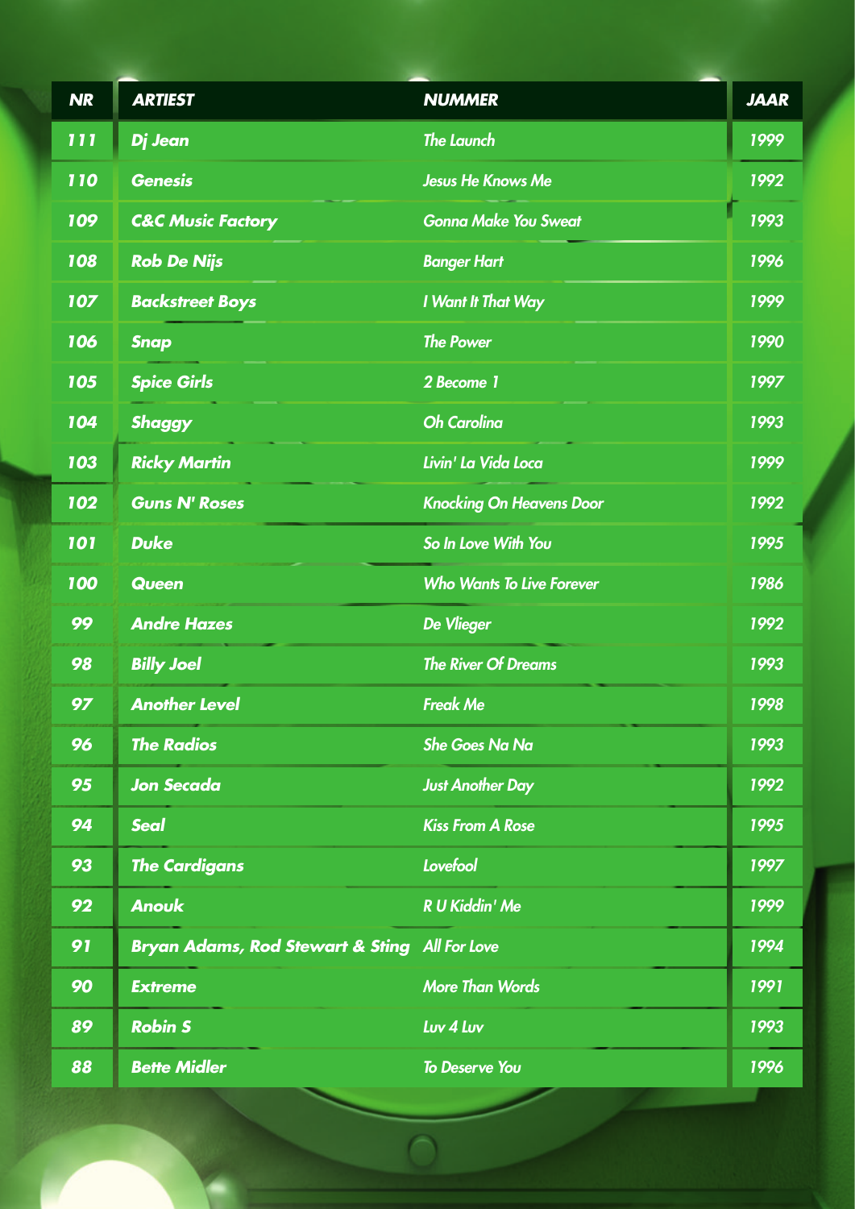| NR | ARTIEST | NUMMER | JAAR |
|---|---|---|---|
| 111 | Dj Jean | The Launch | 1999 |
| 110 | Genesis | Jesus He Knows Me | 1992 |
| 109 | C&C Music Factory | Gonna Make You Sweat | 1993 |
| 108 | Rob De Nijs | Banger Hart | 1996 |
| 107 | Backstreet Boys | I Want It That Way | 1999 |
| 106 | Snap | The Power | 1990 |
| 105 | Spice Girls | 2 Become 1 | 1997 |
| 104 | Shaggy | Oh Carolina | 1993 |
| 103 | Ricky Martin | Livin' La Vida Loca | 1999 |
| 102 | Guns N' Roses | Knocking On Heavens Door | 1992 |
| 101 | Duke | So In Love With You | 1995 |
| 100 | Queen | Who Wants To Live Forever | 1986 |
| 99 | Andre Hazes | De Vlieger | 1992 |
| 98 | Billy Joel | The River Of Dreams | 1993 |
| 97 | Another Level | Freak Me | 1998 |
| 96 | The Radios | She Goes Na Na | 1993 |
| 95 | Jon Secada | Just Another Day | 1992 |
| 94 | Seal | Kiss From A Rose | 1995 |
| 93 | The Cardigans | Lovefool | 1997 |
| 92 | Anouk | R U Kiddin' Me | 1999 |
| 91 | Bryan Adams, Rod Stewart & Sting | All For Love | 1994 |
| 90 | Extreme | More Than Words | 1991 |
| 89 | Robin S | Luv 4 Luv | 1993 |
| 88 | Bette Midler | To Deserve You | 1996 |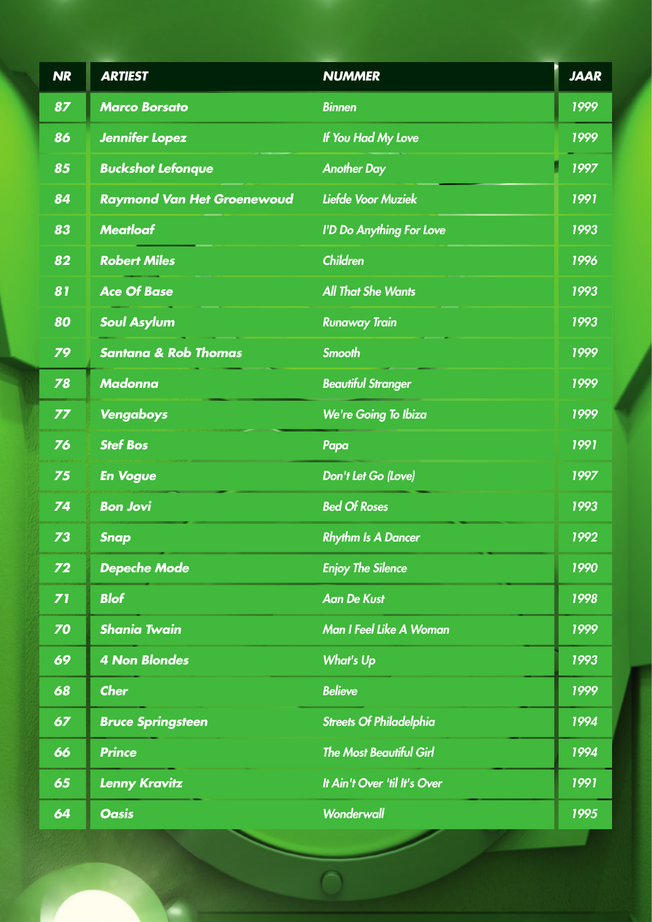| NR | ARTIEST | NUMMER | JAAR |
|---|---|---|---|
| 87 | Marco Borsato | Binnen | 1999 |
| 86 | Jennifer Lopez | If You Had My Love | 1999 |
| 85 | Buckshot Lefonque | Another Day | 1997 |
| 84 | Raymond Van Het Groenewoud | Liefde Voor Muziek | 1991 |
| 83 | Meatloaf | I'D Do Anything For Love | 1993 |
| 82 | Robert Miles | Children | 1996 |
| 81 | Ace Of Base | All That She Wants | 1993 |
| 80 | Soul Asylum | Runaway Train | 1993 |
| 79 | Santana & Rob Thomas | Smooth | 1999 |
| 78 | Madonna | Beautiful Stranger | 1999 |
| 77 | Vengaboys | We're Going To Ibiza | 1999 |
| 76 | Stef Bos | Papa | 1991 |
| 75 | En Vogue | Don't Let Go (Love) | 1997 |
| 74 | Bon Jovi | Bed Of Roses | 1993 |
| 73 | Snap | Rhythm Is A Dancer | 1992 |
| 72 | Depeche Mode | Enjoy The Silence | 1990 |
| 71 | Blof | Aan De Kust | 1998 |
| 70 | Shania Twain | Man I Feel Like A Woman | 1999 |
| 69 | 4 Non Blondes | What's Up | 1993 |
| 68 | Cher | Believe | 1999 |
| 67 | Bruce Springsteen | Streets Of Philadelphia | 1994 |
| 66 | Prince | The Most Beautiful Girl | 1994 |
| 65 | Lenny Kravitz | It Ain't Over 'til It's Over | 1991 |
| 64 | Oasis | Wonderwall | 1995 |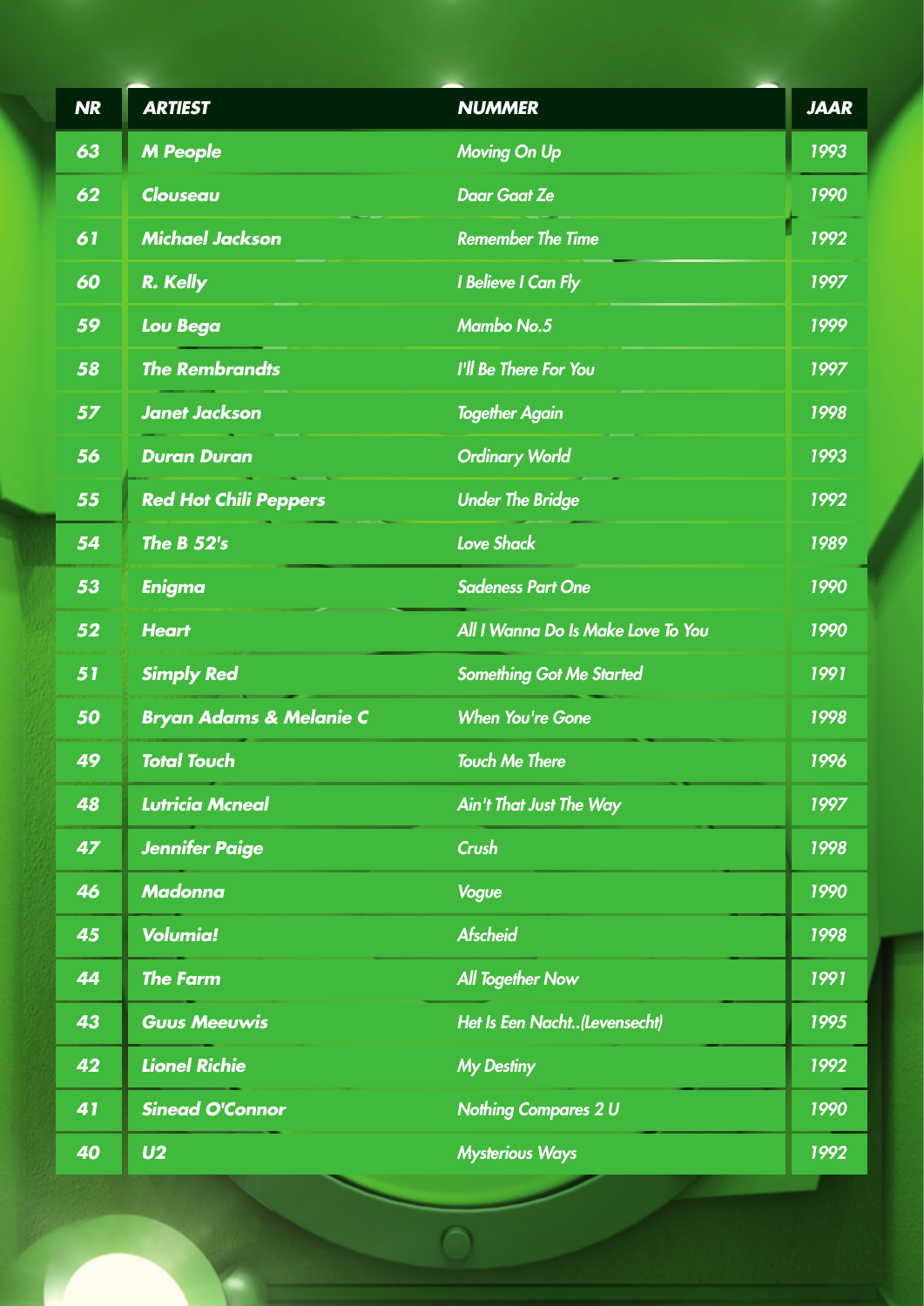| NR | ARTIEST | NUMMER | JAAR |
|---|---|---|---|
| 63 | M People | Moving On Up | 1993 |
| 62 | Clouseau | Daar Gaat Ze | 1990 |
| 61 | Michael Jackson | Remember The Time | 1992 |
| 60 | R. Kelly | I Believe I Can Fly | 1997 |
| 59 | Lou Bega | Mambo No.5 | 1999 |
| 58 | The Rembrandts | I'll Be There For You | 1997 |
| 57 | Janet Jackson | Together Again | 1998 |
| 56 | Duran Duran | Ordinary World | 1993 |
| 55 | Red Hot Chili Peppers | Under The Bridge | 1992 |
| 54 | The B 52's | Love Shack | 1989 |
| 53 | Enigma | Sadeness Part One | 1990 |
| 52 | Heart | All I Wanna Do Is Make Love To You | 1990 |
| 51 | Simply Red | Something Got Me Started | 1991 |
| 50 | Bryan Adams & Melanie C | When You're Gone | 1998 |
| 49 | Total Touch | Touch Me There | 1996 |
| 48 | Lutricia Mcneal | Ain't That Just The Way | 1997 |
| 47 | Jennifer Paige | Crush | 1998 |
| 46 | Madonna | Vogue | 1990 |
| 45 | Volumia! | Afscheid | 1998 |
| 44 | The Farm | All Together Now | 1991 |
| 43 | Guus Meeuwis | Het Is Een Nacht..(Levensecht) | 1995 |
| 42 | Lionel Richie | My Destiny | 1992 |
| 41 | Sinead O'Connor | Nothing Compares 2 U | 1990 |
| 40 | U2 | Mysterious Ways | 1992 |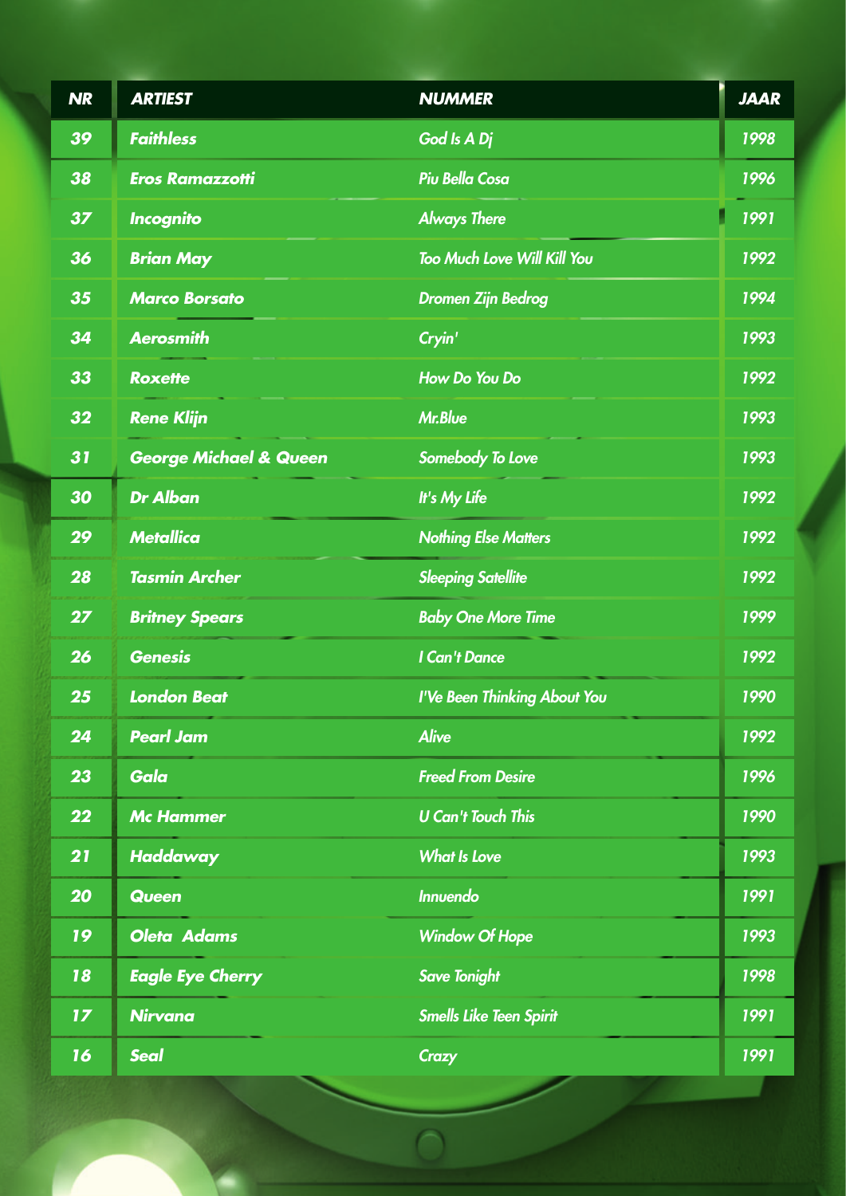| NR | ARTIEST | NUMMER | JAAR |
|---|---|---|---|
| 39 | Faithless | God Is A Dj | 1998 |
| 38 | Eros Ramazzotti | Piu Bella Cosa | 1996 |
| 37 | Incognito | Always There | 1991 |
| 36 | Brian May | Too Much Love Will Kill You | 1992 |
| 35 | Marco Borsato | Dromen Zijn Bedrog | 1994 |
| 34 | Aerosmith | Cryin' | 1993 |
| 33 | Roxette | How Do You Do | 1992 |
| 32 | Rene Klijn | Mr.Blue | 1993 |
| 31 | George Michael & Queen | Somebody To Love | 1993 |
| 30 | Dr Alban | It's My Life | 1992 |
| 29 | Metallica | Nothing Else Matters | 1992 |
| 28 | Tasmin Archer | Sleeping Satellite | 1992 |
| 27 | Britney Spears | Baby One More Time | 1999 |
| 26 | Genesis | I Can't Dance | 1992 |
| 25 | London Beat | I'Ve Been Thinking About You | 1990 |
| 24 | Pearl Jam | Alive | 1992 |
| 23 | Gala | Freed From Desire | 1996 |
| 22 | Mc Hammer | U Can't Touch This | 1990 |
| 21 | Haddaway | What Is Love | 1993 |
| 20 | Queen | Innuendo | 1991 |
| 19 | Oleta Adams | Window Of Hope | 1993 |
| 18 | Eagle Eye Cherry | Save Tonight | 1998 |
| 17 | Nirvana | Smells Like Teen Spirit | 1991 |
| 16 | Seal | Crazy | 1991 |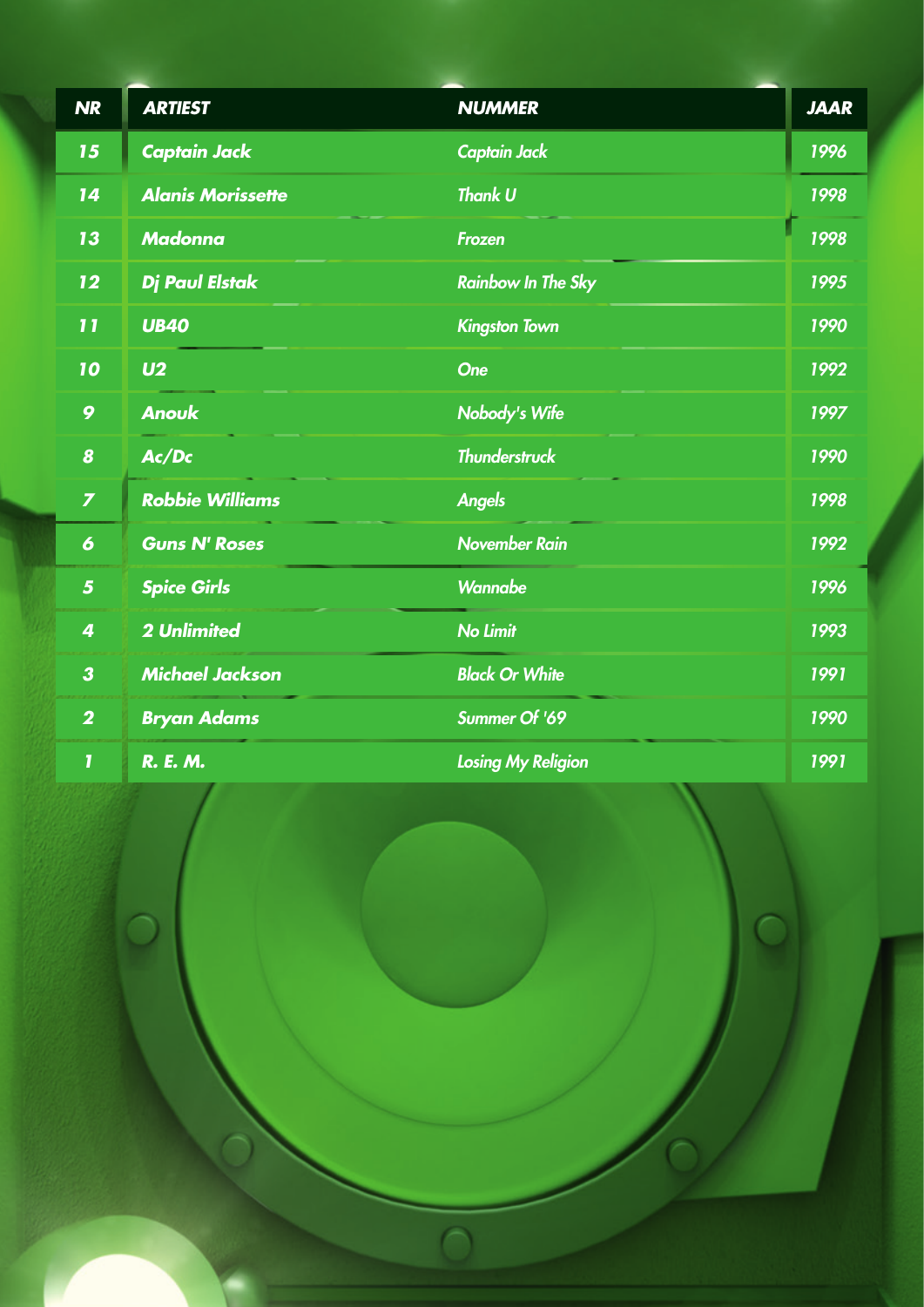| NR | ARTIEST | NUMMER | JAAR |
|---|---|---|---|
| 15 | Captain Jack | Captain Jack | 1996 |
| 14 | Alanis Morissette | Thank U | 1998 |
| 13 | Madonna | Frozen | 1998 |
| 12 | Dj Paul Elstak | Rainbow In The Sky | 1995 |
| 11 | UB40 | Kingston Town | 1990 |
| 10 | U2 | One | 1992 |
| 9 | Anouk | Nobody's Wife | 1997 |
| 8 | Ac/Dc | Thunderstruck | 1990 |
| 7 | Robbie Williams | Angels | 1998 |
| 6 | Guns N' Roses | November Rain | 1992 |
| 5 | Spice Girls | Wannabe | 1996 |
| 4 | 2 Unlimited | No Limit | 1993 |
| 3 | Michael Jackson | Black Or White | 1991 |
| 2 | Bryan Adams | Summer Of '69 | 1990 |
| 1 | R. E. M. | Losing My Religion | 1991 |